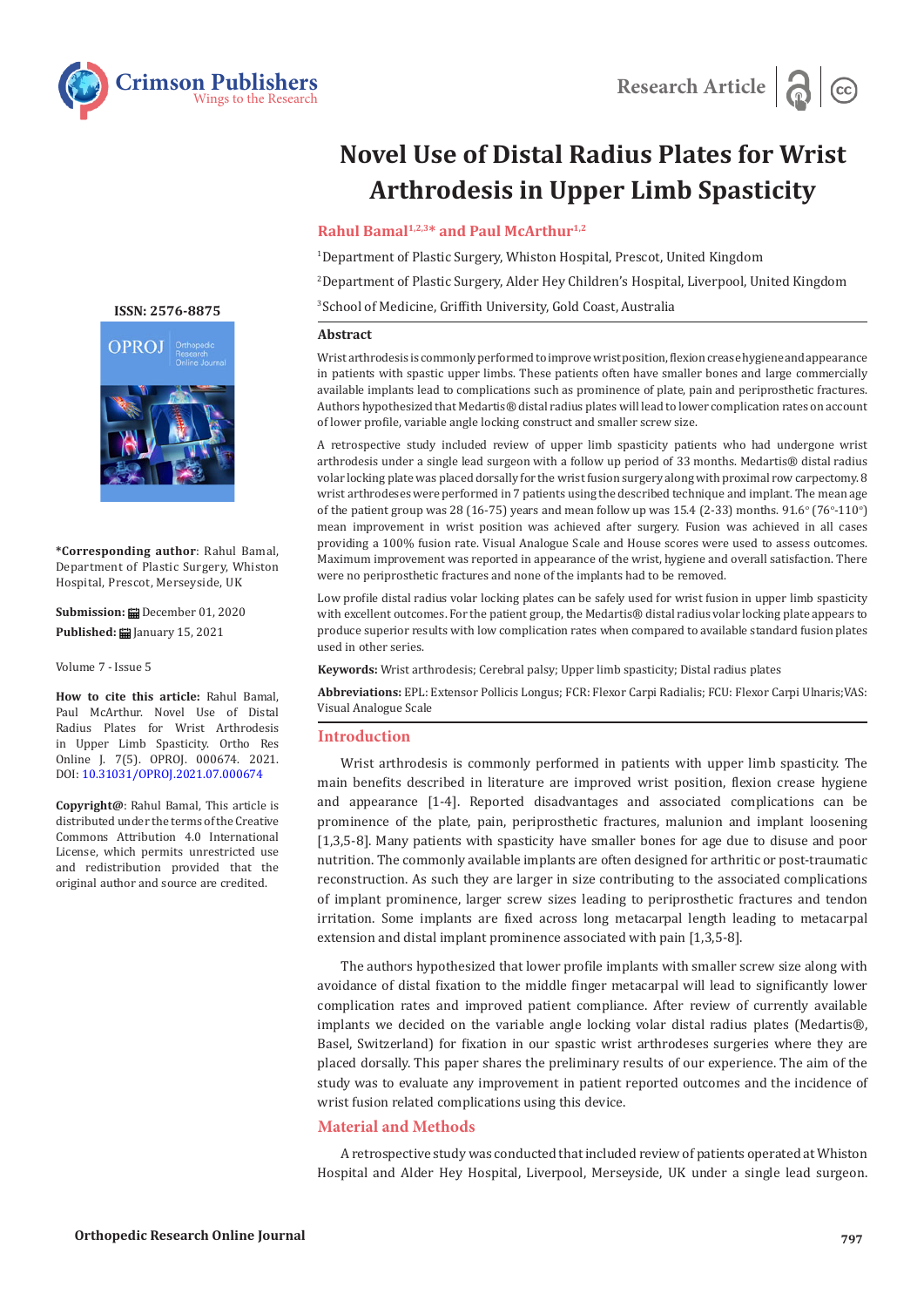Research Article

# Novel Use of Distal Radius Plates for Wrist Arthrodesis in Upper Limb Spasticity

**Rahul Bamal[1,2,3]* and Paul McArthur[1,2]**

[1]Department of Plastic Surgery, Whiston Hospital, Prescot, United Kingdom

[2]Department of Plastic Surgery, Alder Hey Children's Hospital, Liverpool, United Kingdom

[3]School of Medicine, Griffith University, Gold Coast, Australia

ISSN: 2576-8875

**\*Corresponding author**: Rahul Bamal, Department of Plastic Surgery, Whiston Hospital, Prescot, Merseyside, UK

**Submission:** December 01, 2020

**Published:** January 15, 2021

Volume 7 - Issue 5

**How to cite this article:** Rahul Bamal, Paul McArthur. Novel Use of Distal Radius Plates for Wrist Arthrodesis in Upper Limb Spasticity. Ortho Res Online J. 7(5). OPROJ. 000674. 2021. DOI: 10.31031/OPROJ.2021.07.000674

**Copyright@**: Rahul Bamal, This article is distributed under the terms of the Creative Commons Attribution 4.0 International License, which permits unrestricted use and redistribution provided that the original author and source are credited.

## Abstract

Wrist arthrodesis is commonly performed to improve wrist position, flexion crease hygiene and appearance in patients with spastic upper limbs. These patients often have smaller bones and large commercially available implants lead to complications such as prominence of plate, pain and periprosthetic fractures. Authors hypothesized that Medartis® distal radius plates will lead to lower complication rates on account of lower profile, variable angle locking construct and smaller screw size.

A retrospective study included review of upper limb spasticity patients who had undergone wrist arthrodesis under a single lead surgeon with a follow up period of 33 months. Medartis® distal radius volar locking plate was placed dorsally for the wrist fusion surgery along with proximal row carpectomy. 8 wrist arthrodeses were performed in 7 patients using the described technique and implant. The mean age of the patient group was 28 (16-75) years and mean follow up was 15.4 (2-33) months. 91.6° (76°-110°) mean improvement in wrist position was achieved after surgery. Fusion was achieved in all cases providing a 100% fusion rate. Visual Analogue Scale and House scores were used to assess outcomes. Maximum improvement was reported in appearance of the wrist, hygiene and overall satisfaction. There were no periprosthetic fractures and none of the implants had to be removed.

Low profile distal radius volar locking plates can be safely used for wrist fusion in upper limb spasticity with excellent outcomes. For the patient group, the Medartis® distal radius volar locking plate appears to produce superior results with low complication rates when compared to available standard fusion plates used in other series.

**Keywords:** Wrist arthrodesis; Cerebral palsy; Upper limb spasticity; Distal radius plates

**Abbreviations:** EPL: Extensor Pollicis Longus; FCR: Flexor Carpi Radialis; FCU: Flexor Carpi Ulnaris;VAS: Visual Analogue Scale

## Introduction

Wrist arthrodesis is commonly performed in patients with upper limb spasticity. The main benefits described in literature are improved wrist position, flexion crease hygiene and appearance [1-4]. Reported disadvantages and associated complications can be prominence of the plate, pain, periprosthetic fractures, malunion and implant loosening [1,3,5-8]. Many patients with spasticity have smaller bones for age due to disuse and poor nutrition. The commonly available implants are often designed for arthritic or post-traumatic reconstruction. As such they are larger in size contributing to the associated complications of implant prominence, larger screw sizes leading to periprosthetic fractures and tendon irritation. Some implants are fixed across long metacarpal length leading to metacarpal extension and distal implant prominence associated with pain [1,3,5-8].

The authors hypothesized that lower profile implants with smaller screw size along with avoidance of distal fixation to the middle finger metacarpal will lead to significantly lower complication rates and improved patient compliance. After review of currently available implants we decided on the variable angle locking volar distal radius plates (Medartis®, Basel, Switzerland) for fixation in our spastic wrist arthrodeses surgeries where they are placed dorsally. This paper shares the preliminary results of our experience. The aim of the study was to evaluate any improvement in patient reported outcomes and the incidence of wrist fusion related complications using this device.

## Material and Methods

A retrospective study was conducted that included review of patients operated at Whiston Hospital and Alder Hey Hospital, Liverpool, Merseyside, UK under a single lead surgeon.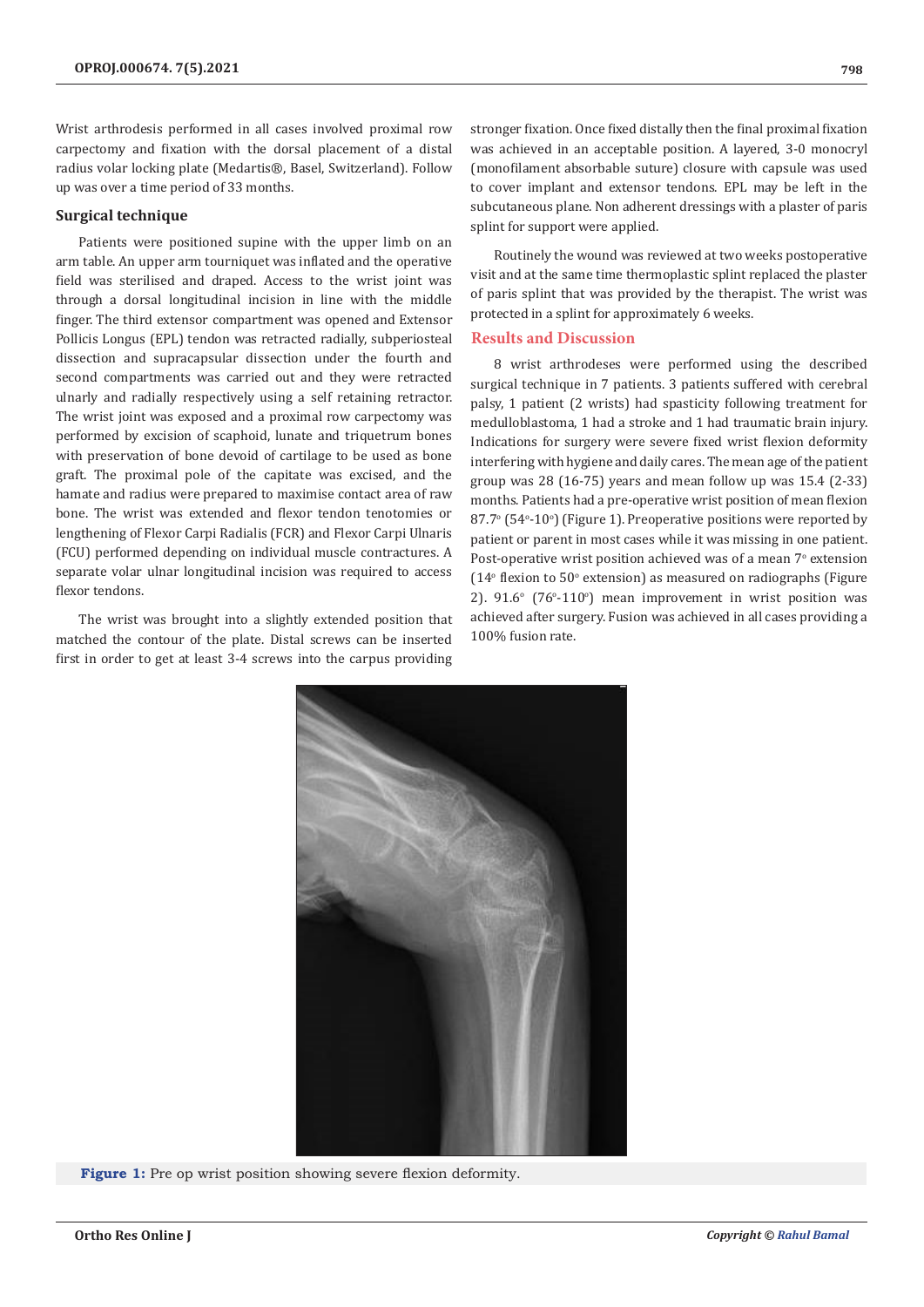Wrist arthrodesis performed in all cases involved proximal row carpectomy and fixation with the dorsal placement of a distal radius volar locking plate (Medartis®, Basel, Switzerland). Follow up was over a time period of 33 months.

### Surgical technique

Patients were positioned supine with the upper limb on an arm table. An upper arm tourniquet was inflated and the operative field was sterilised and draped. Access to the wrist joint was through a dorsal longitudinal incision in line with the middle finger. The third extensor compartment was opened and Extensor Pollicis Longus (EPL) tendon was retracted radially, subperiosteal dissection and supracapsular dissection under the fourth and second compartments was carried out and they were retracted ulnarly and radially respectively using a self retaining retractor. The wrist joint was exposed and a proximal row carpectomy was performed by excision of scaphoid, lunate and triquetrum bones with preservation of bone devoid of cartilage to be used as bone graft. The proximal pole of the capitate was excised, and the hamate and radius were prepared to maximise contact area of raw bone. The wrist was extended and flexor tendon tenotomies or lengthening of Flexor Carpi Radialis (FCR) and Flexor Carpi Ulnaris (FCU) performed depending on individual muscle contractures. A separate volar ulnar longitudinal incision was required to access flexor tendons.

The wrist was brought into a slightly extended position that matched the contour of the plate. Distal screws can be inserted first in order to get at least 3-4 screws into the carpus providing stronger fixation. Once fixed distally then the final proximal fixation was achieved in an acceptable position. A layered, 3-0 monocryl (monofilament absorbable suture) closure with capsule was used to cover implant and extensor tendons. EPL may be left in the subcutaneous plane. Non adherent dressings with a plaster of paris splint for support were applied.

Routinely the wound was reviewed at two weeks postoperative visit and at the same time thermoplastic splint replaced the plaster of paris splint that was provided by the therapist. The wrist was protected in a splint for approximately 6 weeks.

## Results and Discussion

8 wrist arthrodeses were performed using the described surgical technique in 7 patients. 3 patients suffered with cerebral palsy, 1 patient (2 wrists) had spasticity following treatment for medulloblastoma, 1 had a stroke and 1 had traumatic brain injury. Indications for surgery were severe fixed wrist flexion deformity interfering with hygiene and daily cares. The mean age of the patient group was 28 (16-75) years and mean follow up was 15.4 (2-33) months. Patients had a pre-operative wrist position of mean flexion 87.7° (54°-10°) (Figure 1). Preoperative positions were reported by patient or parent in most cases while it was missing in one patient. Post-operative wrist position achieved was of a mean 7° extension (14° flexion to 50° extension) as measured on radiographs (Figure 2). 91.6° (76°-110°) mean improvement in wrist position was achieved after surgery. Fusion was achieved in all cases providing a 100% fusion rate.

**Figure 1:** Pre op wrist position showing severe flexion deformity.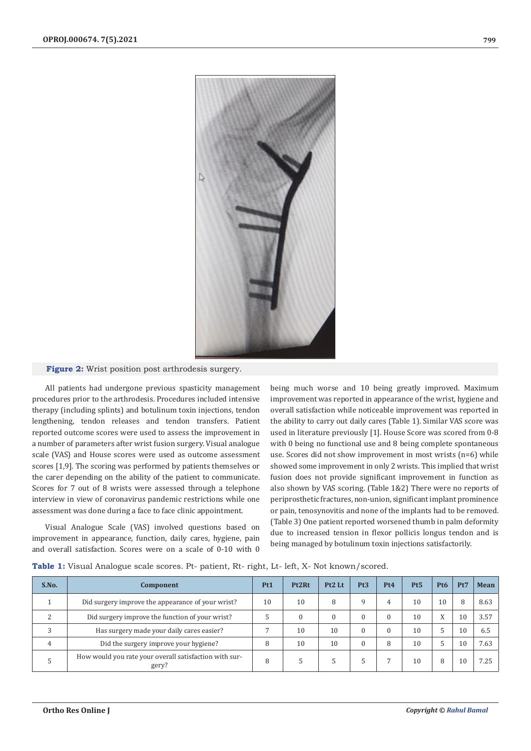**Figure 2:** Wrist position post arthrodesis surgery.

All patients had undergone previous spasticity management procedures prior to the arthrodesis. Procedures included intensive therapy (including splints) and botulinum toxin injections, tendon lengthening, tendon releases and tendon transfers. Patient reported outcome scores were used to assess the improvement in a number of parameters after wrist fusion surgery. Visual analogue scale (VAS) and House scores were used as outcome assessment scores [1,9]. The scoring was performed by patients themselves or the carer depending on the ability of the patient to communicate. Scores for 7 out of 8 wrists were assessed through a telephone interview in view of coronavirus pandemic restrictions while one assessment was done during a face to face clinic appointment.

Visual Analogue Scale (VAS) involved questions based on improvement in appearance, function, daily cares, hygiene, pain and overall satisfaction. Scores were on a scale of 0-10 with 0 being much worse and 10 being greatly improved. Maximum improvement was reported in appearance of the wrist, hygiene and overall satisfaction while noticeable improvement was reported in the ability to carry out daily cares (Table 1). Similar VAS score was used in literature previously [1]. House Score was scored from 0-8 with 0 being no functional use and 8 being complete spontaneous use. Scores did not show improvement in most wrists (n=6) while showed some improvement in only 2 wrists. This implied that wrist fusion does not provide significant improvement in function as also shown by VAS scoring. (Table 1&2) There were no reports of periprosthetic fractures, non-union, significant implant prominence or pain, tenosynovitis and none of the implants had to be removed. (Table 3) One patient reported worsened thumb in palm deformity due to increased tension in flexor pollicis longus tendon and is being managed by botulinum toxin injections satisfactorily.

**Table 1:** Visual Analogue scale scores. Pt- patient, Rt- right, Lt- left, X- Not known/scored.

| S.No. | Component | Pt1 | Pt2Rt | Pt2 Lt | Pt3 | Pt4 | Pt5 | Pt6 | Pt7 | Mean |
|---|---|---|---|---|---|---|---|---|---|---|
| 1 | Did surgery improve the appearance of your wrist? | 10 | 10 | 8 | 9 | 4 | 10 | 10 | 8 | 8.63 |
| 2 | Did surgery improve the function of your wrist? | 5 | 0 | 0 | 0 | 0 | 10 | X | 10 | 3.57 |
| 3 | Has surgery made your daily cares easier? | 7 | 10 | 10 | 0 | 0 | 10 | 5 | 10 | 6.5 |
| 4 | Did the surgery improve your hygiene? | 8 | 10 | 10 | 0 | 8 | 10 | 5 | 10 | 7.63 |
| 5 | How would you rate your overall satisfaction with surgery? | 8 | 5 | 5 | 5 | 7 | 10 | 8 | 10 | 7.25 |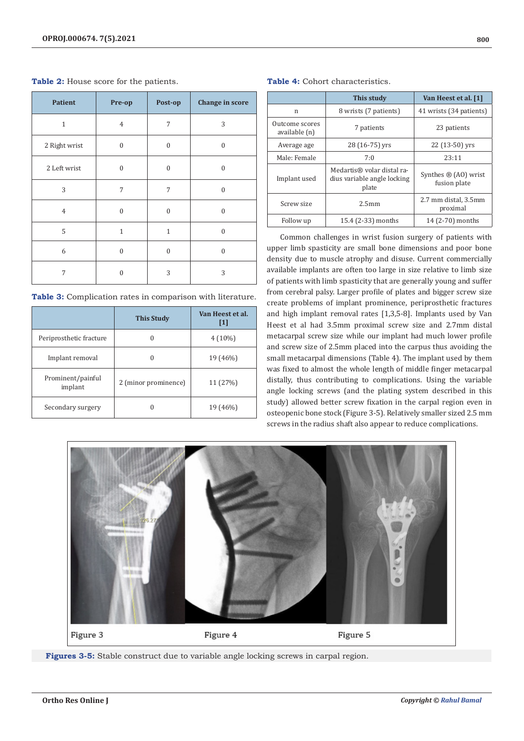**Table 2:** House score for the patients.

| Patient | Pre-op | Post-op | Change in score |
|---|---|---|---|
| 1 | 4 | 7 | 3 |
| 2 Right wrist | 0 | 0 | 0 |
| 2 Left wrist | 0 | 0 | 0 |
| 3 | 7 | 7 | 0 |
| 4 | 0 | 0 | 0 |
| 5 | 1 | 1 | 0 |
| 6 | 0 | 0 | 0 |
| 7 | 0 | 3 | 3 |

**Table 3:** Complication rates in comparison with literature.

| | This Study | Van Heest et al. [1] |
|---|---|---|
| Periprosthetic fracture | 0 | 4 (10%) |
| Implant removal | 0 | 19 (46%) |
| Prominent/painful implant | 2 (minor prominence) | 11 (27%) |
| Secondary surgery | 0 | 19 (46%) |

**Table 4:** Cohort characteristics.

| | This study | Van Heest et al. [1] |
|---|---|---|
| n | 8 wrists (7 patients) | 41 wrists (34 patients) |
| Outcome scores available (n) | 7 patients | 23 patients |
| Average age | 28 (16-75) yrs | 22 (13-50) yrs |
| Male: Female | 7:0 | 23:11 |
| Implant used | Medartis® volar distal radius variable angle locking plate | Synthes ® (AO) wrist fusion plate |
| Screw size | 2.5mm | 2.7 mm distal, 3.5mm proximal |
| Follow up | 15.4 (2-33) months | 14 (2-70) months |

Common challenges in wrist fusion surgery of patients with upper limb spasticity are small bone dimensions and poor bone density due to muscle atrophy and disuse. Current commercially available implants are often too large in size relative to limb size of patients with limb spasticity that are generally young and suffer from cerebral palsy. Larger profile of plates and bigger screw size create problems of implant prominence, periprosthetic fractures and high implant removal rates [1,3,5-8]. Implants used by Van Heest et al had 3.5mm proximal screw size and 2.7mm distal metacarpal screw size while our implant had much lower profile and screw size of 2.5mm placed into the carpus thus avoiding the small metacarpal dimensions (Table 4). The implant used by them was fixed to almost the whole length of middle finger metacarpal distally, thus contributing to complications. Using the variable angle locking screws (and the plating system described in this study) allowed better screw fixation in the carpal region even in osteopenic bone stock (Figure 3-5). Relatively smaller sized 2.5 mm screws in the radius shaft also appear to reduce complications.

Figure 3 Figure 4 Figure 5

**Figures 3-5:** Stable construct due to variable angle locking screws in carpal region.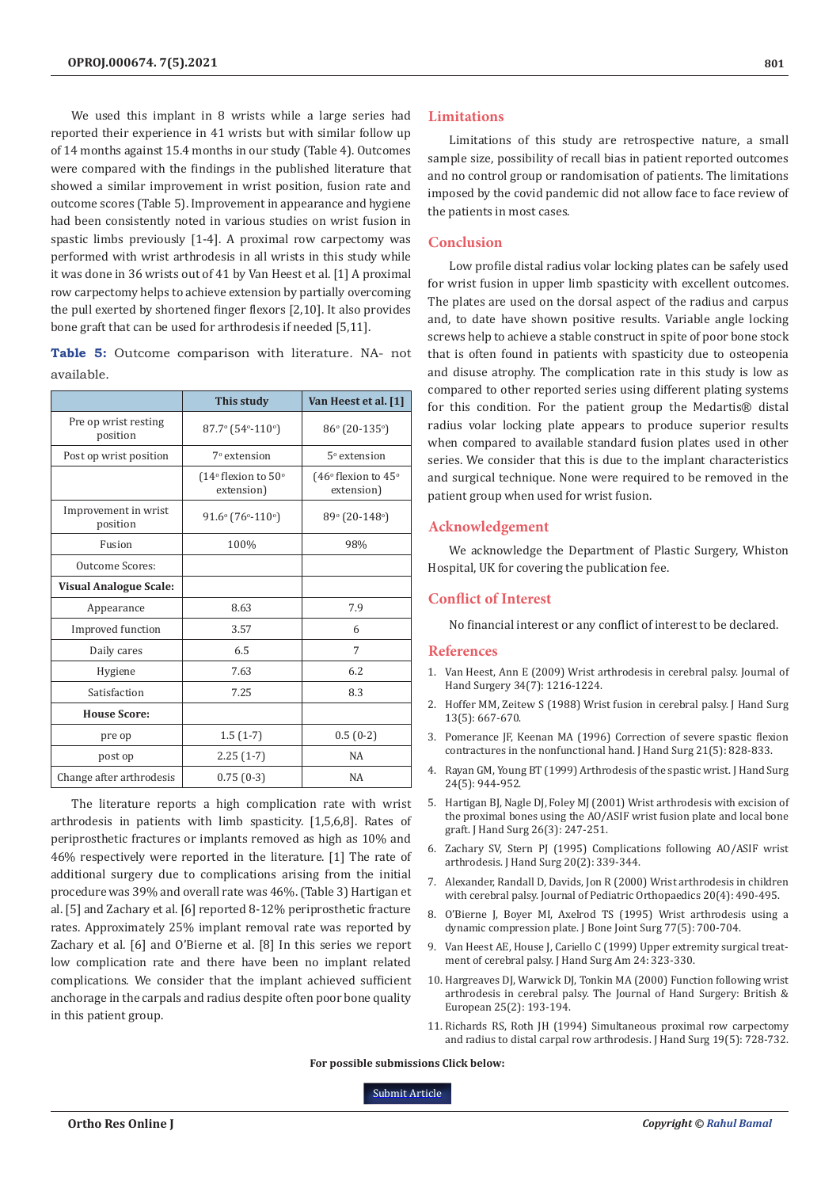We used this implant in 8 wrists while a large series had reported their experience in 41 wrists but with similar follow up of 14 months against 15.4 months in our study (Table 4). Outcomes were compared with the findings in the published literature that showed a similar improvement in wrist position, fusion rate and outcome scores (Table 5). Improvement in appearance and hygiene had been consistently noted in various studies on wrist fusion in spastic limbs previously [1-4]. A proximal row carpectomy was performed with wrist arthrodesis in all wrists in this study while it was done in 36 wrists out of 41 by Van Heest et al. [1] A proximal row carpectomy helps to achieve extension by partially overcoming the pull exerted by shortened finger flexors [2,10]. It also provides bone graft that can be used for arthrodesis if needed [5,11].

**Table 5:** Outcome comparison with literature. NA- not available.

| | This study | Van Heest et al. [1] |
|---|---|---|
| Pre op wrist resting position | 87.7° (54°-110°) | 86° (20-135°) |
| Post op wrist position | 7° extension | 5° extension |
| | (14° flexion to 50° extension) | (46° flexion to 45° extension) |
| Improvement in wrist position | 91.6° (76°-110°) | 89° (20-148°) |
| Fusion | 100% | 98% |
| Outcome Scores: | | |
| **Visual Analogue Scale:** | | |
| Appearance | 8.63 | 7.9 |
| Improved function | 3.57 | 6 |
| Daily cares | 6.5 | 7 |
| Hygiene | 7.63 | 6.2 |
| Satisfaction | 7.25 | 8.3 |
| **House Score:** | | |
| pre op | 1.5 (1-7) | 0.5 (0-2) |
| post op | 2.25 (1-7) | NA |
| Change after arthrodesis | 0.75 (0-3) | NA |

The literature reports a high complication rate with wrist arthrodesis in patients with limb spasticity. [1,5,6,8]. Rates of periprosthetic fractures or implants removed as high as 10% and 46% respectively were reported in the literature. [1] The rate of additional surgery due to complications arising from the initial procedure was 39% and overall rate was 46%. (Table 3) Hartigan et al. [5] and Zachary et al. [6] reported 8-12% periprosthetic fracture rates. Approximately 25% implant removal rate was reported by Zachary et al. [6] and O'Bierne et al. [8] In this series we report low complication rate and there have been no implant related complications. We consider that the implant achieved sufficient anchorage in the carpals and radius despite often poor bone quality in this patient group.

## Limitations

Limitations of this study are retrospective nature, a small sample size, possibility of recall bias in patient reported outcomes and no control group or randomisation of patients. The limitations imposed by the covid pandemic did not allow face to face review of the patients in most cases.

## Conclusion

Low profile distal radius volar locking plates can be safely used for wrist fusion in upper limb spasticity with excellent outcomes. The plates are used on the dorsal aspect of the radius and carpus and, to date have shown positive results. Variable angle locking screws help to achieve a stable construct in spite of poor bone stock that is often found in patients with spasticity due to osteopenia and disuse atrophy. The complication rate in this study is low as compared to other reported series using different plating systems for this condition. For the patient group the Medartis® distal radius volar locking plate appears to produce superior results when compared to available standard fusion plates used in other series. We consider that this is due to the implant characteristics and surgical technique. None were required to be removed in the patient group when used for wrist fusion.

## Acknowledgement

We acknowledge the Department of Plastic Surgery, Whiston Hospital, UK for covering the publication fee.

## Conflict of Interest

No financial interest or any conflict of interest to be declared.

## References

1. Van Heest, Ann E (2009) Wrist arthrodesis in cerebral palsy. Journal of Hand Surgery 34(7): 1216-1224.
2. Hoffer MM, Zeitew S (1988) Wrist fusion in cerebral palsy. J Hand Surg 13(5): 667-670.
3. Pomerance JF, Keenan MA (1996) Correction of severe spastic flexion contractures in the nonfunctional hand. J Hand Surg 21(5): 828-833.
4. Rayan GM, Young BT (1999) Arthrodesis of the spastic wrist. J Hand Surg 24(5): 944-952.
5. Hartigan BJ, Nagle DJ, Foley MJ (2001) Wrist arthrodesis with excision of the proximal bones using the AO/ASIF wrist fusion plate and local bone graft. J Hand Surg 26(3): 247-251.
6. Zachary SV, Stern PJ (1995) Complications following AO/ASIF wrist arthrodesis. J Hand Surg 20(2): 339-344.
7. Alexander, Randall D, Davids, Jon R (2000) Wrist arthrodesis in children with cerebral palsy. Journal of Pediatric Orthopaedics 20(4): 490-495.
8. O'Bierne J, Boyer MI, Axelrod TS (1995) Wrist arthrodesis using a dynamic compression plate. J Bone Joint Surg 77(5): 700-704.
9. Van Heest AE, House J, Cariello C (1999) Upper extremity surgical treatment of cerebral palsy. J Hand Surg Am 24: 323-330.
10. Hargreaves DJ, Warwick DJ, Tonkin MA (2000) Function following wrist arthrodesis in cerebral palsy. The Journal of Hand Surgery: British & European 25(2): 193-194.
11. Richards RS, Roth JH (1994) Simultaneous proximal row carpectomy and radius to distal carpal row arthrodesis. J Hand Surg 19(5): 728-732.

**For possible submissions Click below:**

Submit Article